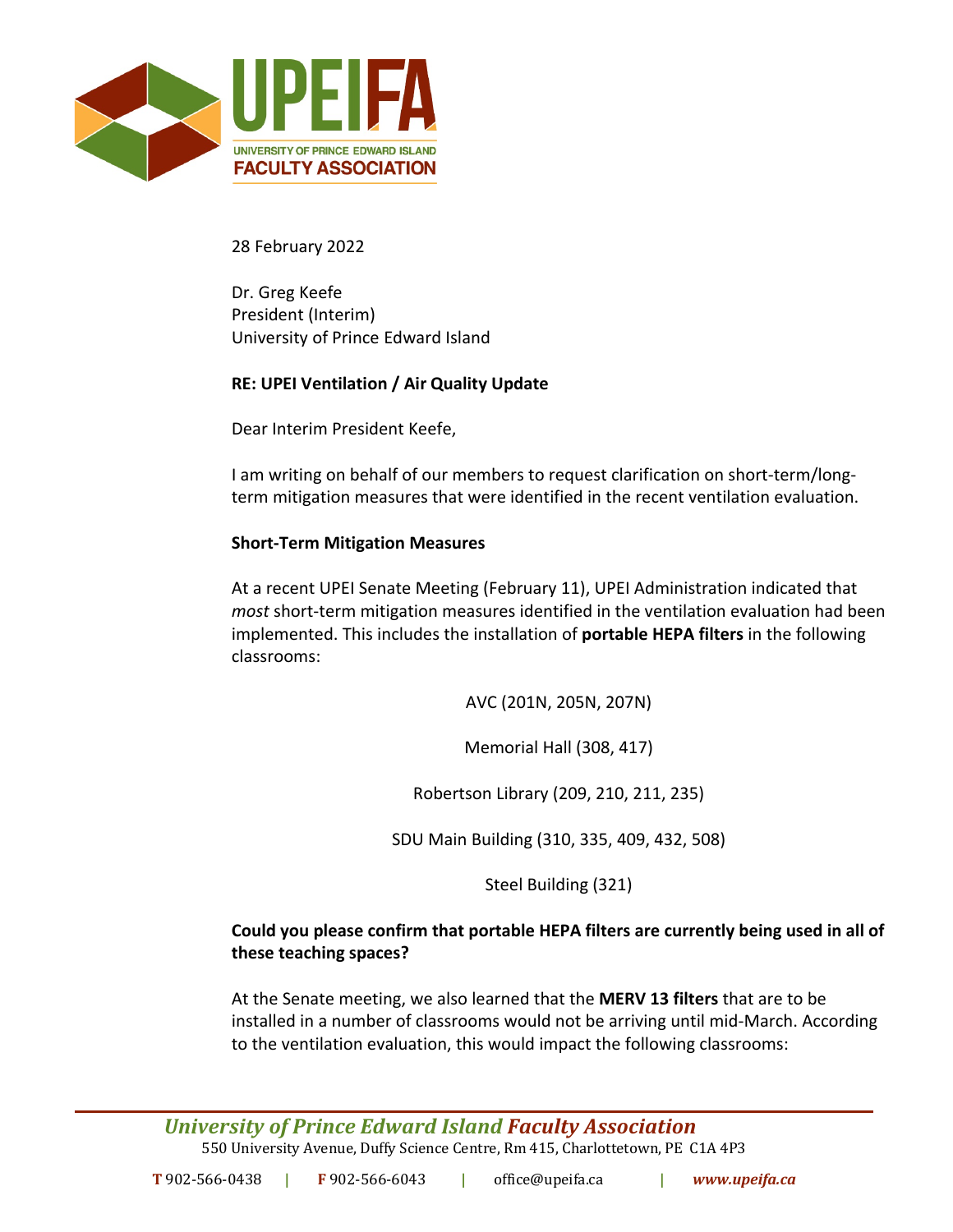28 February 2022

Dr. Greg Keefe
President (Interim)
University of Prince Edward Island

**RE: UPEI Ventilation / Air Quality Update**

Dear Interim President Keefe,

I am writing on behalf of our members to request clarification on short-term/long-term mitigation measures that were identified in the recent ventilation evaluation.

**Short-Term Mitigation Measures**

At a recent UPEI Senate Meeting (February 11), UPEI Administration indicated that *most* short-term mitigation measures identified in the ventilation evaluation had been implemented. This includes the installation of **portable HEPA filters** in the following classrooms:

AVC (201N, 205N, 207N)

Memorial Hall (308, 417)

Robertson Library (209, 210, 211, 235)

SDU Main Building (310, 335, 409, 432, 508)

Steel Building (321)

**Could you please confirm that portable HEPA filters are currently being used in all of these teaching spaces?**

At the Senate meeting, we also learned that the **MERV 13 filters** that are to be installed in a number of classrooms would not be arriving until mid-March. According to the ventilation evaluation, this would impact the following classrooms: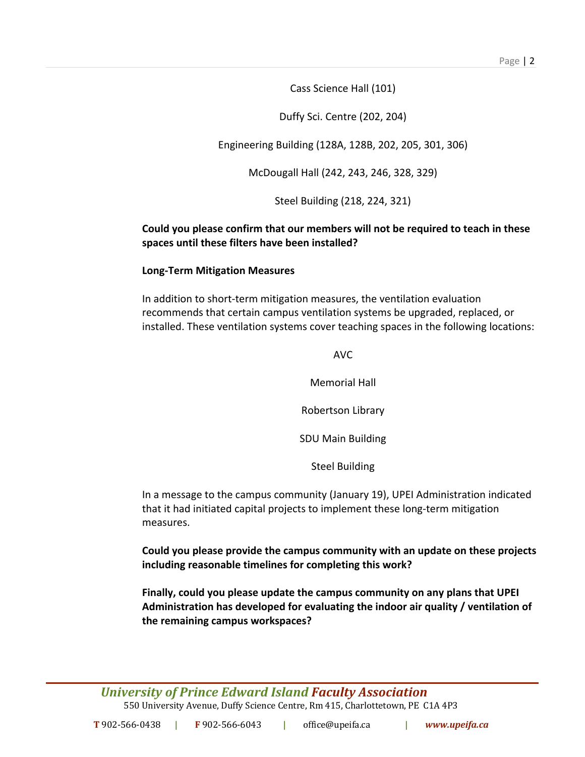Cass Science Hall (101)

Duffy Sci. Centre (202, 204)

Engineering Building (128A, 128B, 202, 205, 301, 306)

McDougall Hall (242, 243, 246, 328, 329)

Steel Building (218, 224, 321)

**Could you please confirm that our members will not be required to teach in these spaces until these filters have been installed?**

**Long-Term Mitigation Measures**

In addition to short-term mitigation measures, the ventilation evaluation recommends that certain campus ventilation systems be upgraded, replaced, or installed. These ventilation systems cover teaching spaces in the following locations:

AVC

Memorial Hall

Robertson Library

SDU Main Building

Steel Building

In a message to the campus community (January 19), UPEI Administration indicated that it had initiated capital projects to implement these long-term mitigation measures.

**Could you please provide the campus community with an update on these projects including reasonable timelines for completing this work?**

**Finally, could you please update the campus community on any plans that UPEI Administration has developed for evaluating the indoor air quality / ventilation of the remaining campus workspaces?**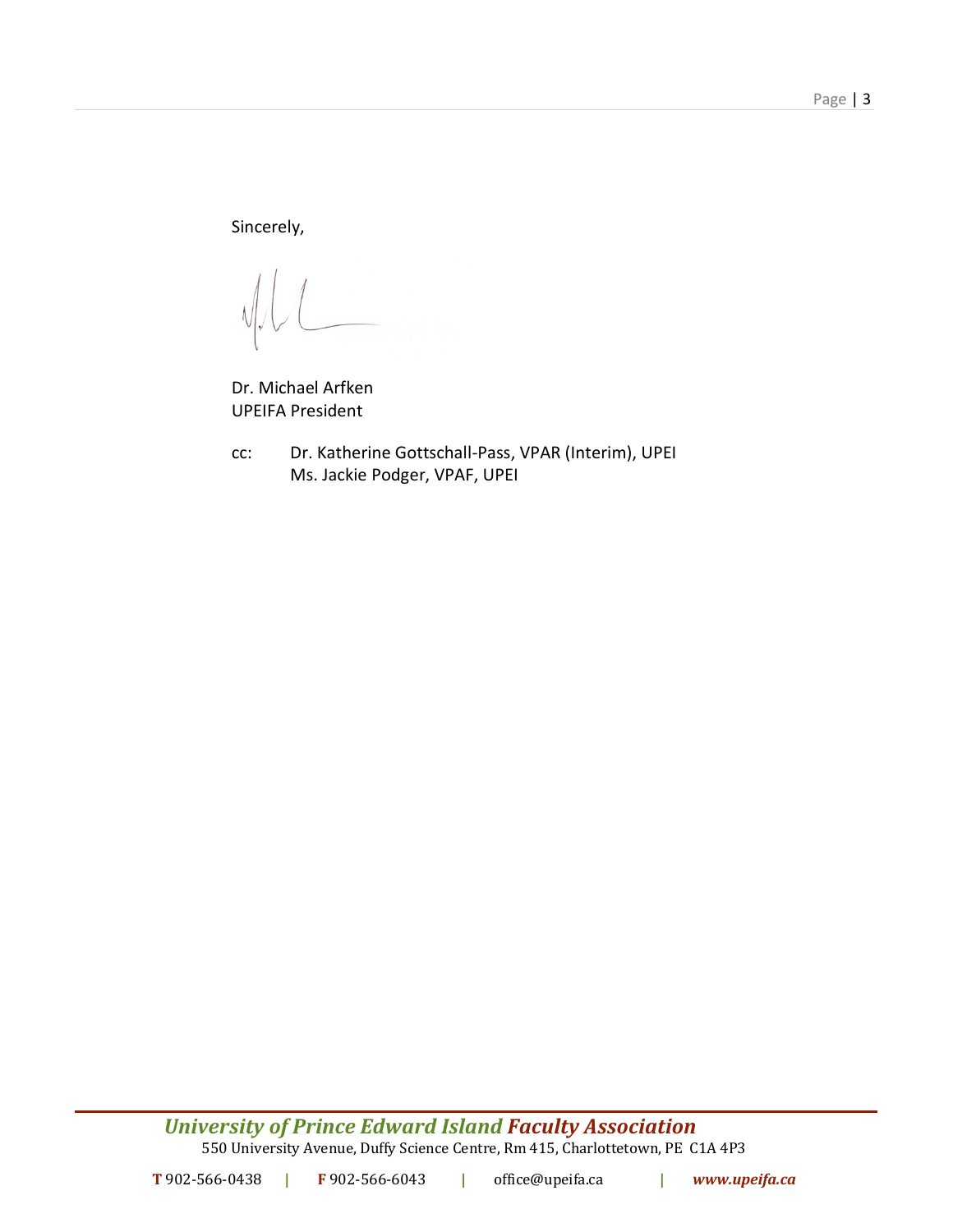Sincerely,

Dr. Michael Arfken
UPEIFA President

cc: Dr. Katherine Gottschall-Pass, VPAR (Interim), UPEI
Ms. Jackie Podger, VPAF, UPEI